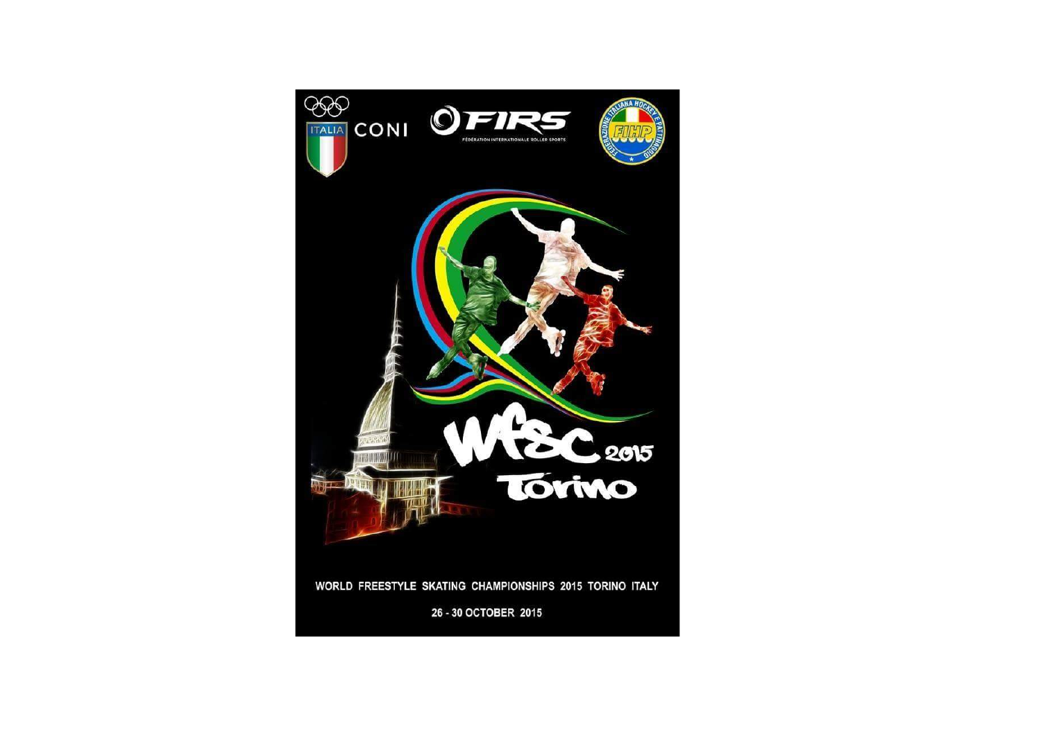CONI

FIRS

FÉDÉRATION INTERNATIONALE ROLLER SPORTS

FIHP

WFSC 2015 Torino

WORLD FREESTYLE SKATING CHAMPIONSHIPS 2015 TORINO ITALY

26 - 30 OCTOBER 2015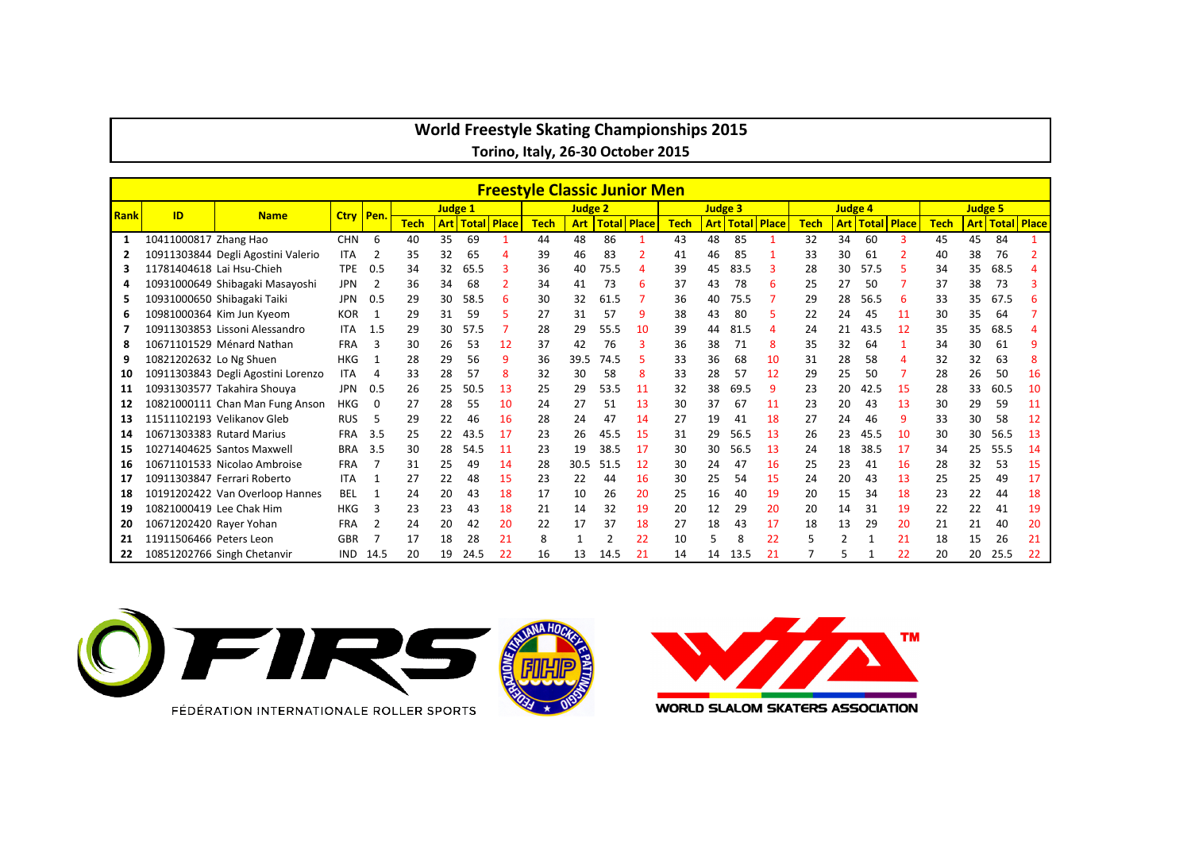# World Freestyle Skating Championships 2015

**Torino, Italy, 26-30 October 2015**

## Freestyle Classic Junior Men

| Rank | ID | Name | Ctry | Pen. | Judge 1 | | | | Judge 2 | | | | Judge 3 | | | | Judge 4 | | | | Judge 5 | | | |
|---|---|---|---|---|---|---|---|---|---|---|---|---|---|---|---|---|---|---|---|---|---|---|---|---|
| | | | | | Tech | Art | Total | Place | Tech | Art | Total | Place | Tech | Art | Total | Place | Tech | Art | Total | Place | Tech | Art | Total | Place |
| 1 | 10411000817 | Zhang Hao | CHN | 6 | 40 | 35 | 69 | 1 | 44 | 48 | 86 | 1 | 43 | 48 | 85 | 1 | 32 | 34 | 60 | 3 | 45 | 45 | 84 | 1 |
| 2 | 10911303844 | Degli Agostini Valerio | ITA | 2 | 35 | 32 | 65 | 4 | 39 | 46 | 83 | 2 | 41 | 46 | 85 | 1 | 33 | 30 | 61 | 2 | 40 | 38 | 76 | 2 |
| 3 | 11781404618 | Lai Hsu-Chieh | TPE | 0.5 | 34 | 32 | 65.5 | 3 | 36 | 40 | 75.5 | 4 | 39 | 45 | 83.5 | 3 | 28 | 30 | 57.5 | 5 | 34 | 35 | 68.5 | 4 |
| 4 | 10931000649 | Shibagaki Masayoshi | JPN | 2 | 36 | 34 | 68 | 2 | 34 | 41 | 73 | 6 | 37 | 43 | 78 | 6 | 25 | 27 | 50 | 7 | 37 | 38 | 73 | 3 |
| 5 | 10931000650 | Shibagaki Taiki | JPN | 0.5 | 29 | 30 | 58.5 | 6 | 30 | 32 | 61.5 | 7 | 36 | 40 | 75.5 | 7 | 29 | 28 | 56.5 | 6 | 33 | 35 | 67.5 | 6 |
| 6 | 10981000364 | Kim Jun Kyeom | KOR | 1 | 29 | 31 | 59 | 5 | 27 | 31 | 57 | 9 | 38 | 43 | 80 | 5 | 22 | 24 | 45 | 11 | 30 | 35 | 64 | 7 |
| 7 | 10911303853 | Lissoni Alessandro | ITA | 1.5 | 29 | 30 | 57.5 | 7 | 28 | 29 | 55.5 | 10 | 39 | 44 | 81.5 | 4 | 24 | 21 | 43.5 | 12 | 35 | 35 | 68.5 | 4 |
| 8 | 10671101529 | Ménard Nathan | FRA | 3 | 30 | 26 | 53 | 12 | 37 | 42 | 76 | 3 | 36 | 38 | 71 | 8 | 35 | 32 | 64 | 1 | 34 | 30 | 61 | 9 |
| 9 | 10821202632 | Lo Ng Shuen | HKG | 1 | 28 | 29 | 56 | 9 | 36 | 39.5 | 74.5 | 5 | 33 | 36 | 68 | 10 | 31 | 28 | 58 | 4 | 32 | 32 | 63 | 8 |
| 10 | 10911303843 | Degli Agostini Lorenzo | ITA | 4 | 33 | 28 | 57 | 8 | 32 | 30 | 58 | 8 | 33 | 28 | 57 | 12 | 29 | 25 | 50 | 7 | 28 | 26 | 50 | 16 |
| 11 | 10931303577 | Takahira Shouya | JPN | 0.5 | 26 | 25 | 50.5 | 13 | 25 | 29 | 53.5 | 11 | 32 | 38 | 69.5 | 9 | 23 | 20 | 42.5 | 15 | 28 | 33 | 60.5 | 10 |
| 12 | 10821000111 | Chan Man Fung Anson | HKG | 0 | 27 | 28 | 55 | 10 | 24 | 27 | 51 | 13 | 30 | 37 | 67 | 11 | 23 | 20 | 43 | 13 | 30 | 29 | 59 | 11 |
| 13 | 11511102193 | Velikanov Gleb | RUS | 5 | 29 | 22 | 46 | 16 | 28 | 24 | 47 | 14 | 27 | 19 | 41 | 18 | 27 | 24 | 46 | 9 | 33 | 30 | 58 | 12 |
| 14 | 10671303383 | Rutard Marius | FRA | 3.5 | 25 | 22 | 43.5 | 17 | 23 | 26 | 45.5 | 15 | 31 | 29 | 56.5 | 13 | 26 | 23 | 45.5 | 10 | 30 | 30 | 56.5 | 13 |
| 15 | 10271404625 | Santos Maxwell | BRA | 3.5 | 30 | 28 | 54.5 | 11 | 23 | 19 | 38.5 | 17 | 30 | 30 | 56.5 | 13 | 24 | 18 | 38.5 | 17 | 34 | 25 | 55.5 | 14 |
| 16 | 10671101533 | Nicolao Ambroise | FRA | 7 | 31 | 25 | 49 | 14 | 28 | 30.5 | 51.5 | 12 | 30 | 24 | 47 | 16 | 25 | 23 | 41 | 16 | 28 | 32 | 53 | 15 |
| 17 | 10911303847 | Ferrari Roberto | ITA | 1 | 27 | 22 | 48 | 15 | 23 | 22 | 44 | 16 | 30 | 25 | 54 | 15 | 24 | 20 | 43 | 13 | 25 | 25 | 49 | 17 |
| 18 | 10191202422 | Van Overloop Hannes | BEL | 1 | 24 | 20 | 43 | 18 | 17 | 10 | 26 | 20 | 25 | 16 | 40 | 19 | 20 | 15 | 34 | 18 | 23 | 22 | 44 | 18 |
| 19 | 10821000419 | Lee Chak Him | HKG | 3 | 23 | 23 | 43 | 18 | 21 | 14 | 32 | 19 | 20 | 12 | 29 | 20 | 20 | 14 | 31 | 19 | 22 | 22 | 41 | 19 |
| 20 | 10671202420 | Rayer Yohan | FRA | 2 | 24 | 20 | 42 | 20 | 22 | 17 | 37 | 18 | 27 | 18 | 43 | 17 | 18 | 13 | 29 | 20 | 21 | 21 | 40 | 20 |
| 21 | 11911506466 | Peters Leon | GBR | 7 | 17 | 18 | 28 | 21 | 8 | 1 | 2 | 22 | 10 | 5 | 8 | 22 | 5 | 2 | 1 | 21 | 18 | 15 | 26 | 21 |
| 22 | 10851202766 | Singh Chetanvir | IND | 14.5 | 20 | 19 | 24.5 | 22 | 16 | 13 | 14.5 | 21 | 14 | 14 | 13.5 | 21 | 7 | 5 | 1 | 22 | 20 | 20 | 25.5 | 22 |

FÉDÉRATION INTERNATIONALE ROLLER SPORTS

WORLD SLALOM SKATERS ASSOCIATION